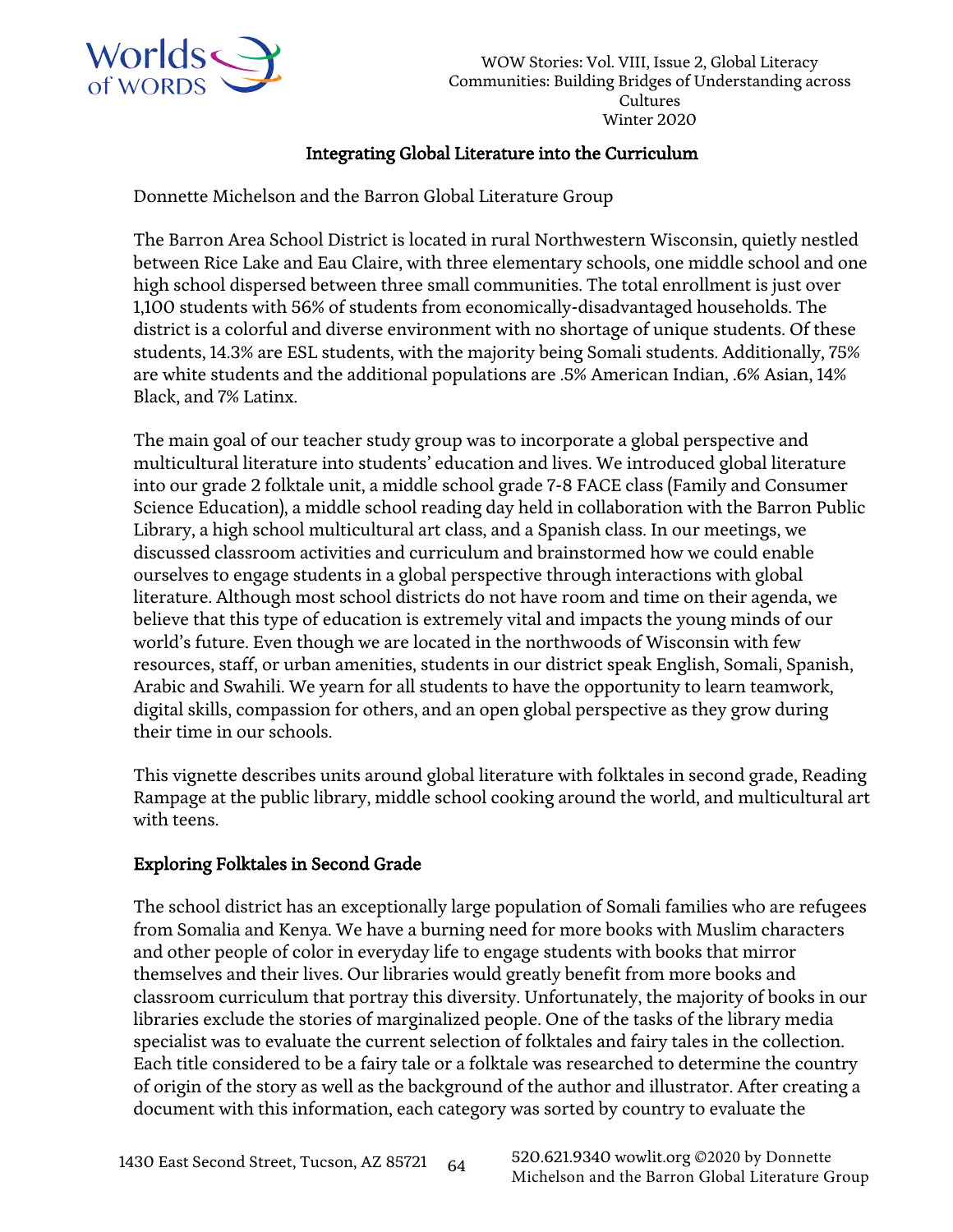# Integrating Global Literature into the Curriculum

Donnette Michelson and the Barron Global Literature Group

The Barron Area School District is located in rural Northwestern Wisconsin, quietly nestled between Rice Lake and Eau Claire, with three elementary schools, one middle school and one high school dispersed between three small communities. The total enrollment is just over 1,100 students with 56% of students from economically-disadvantaged households. The district is a colorful and diverse environment with no shortage of unique students. Of these students, 14.3% are ESL students, with the majority being Somali students. Additionally, 75% are white students and the additional populations are .5% American Indian, .6% Asian, 14% Black, and 7% Latinx.

The main goal of our teacher study group was to incorporate a global perspective and multicultural literature into students' education and lives. We introduced global literature into our grade 2 folktale unit, a middle school grade 7-8 FACE class (Family and Consumer Science Education), a middle school reading day held in collaboration with the Barron Public Library, a high school multicultural art class, and a Spanish class. In our meetings, we discussed classroom activities and curriculum and brainstormed how we could enable ourselves to engage students in a global perspective through interactions with global literature. Although most school districts do not have room and time on their agenda, we believe that this type of education is extremely vital and impacts the young minds of our world's future. Even though we are located in the northwoods of Wisconsin with few resources, staff, or urban amenities, students in our district speak English, Somali, Spanish, Arabic and Swahili. We yearn for all students to have the opportunity to learn teamwork, digital skills, compassion for others, and an open global perspective as they grow during their time in our schools.

This vignette describes units around global literature with folktales in second grade, Reading Rampage at the public library, middle school cooking around the world, and multicultural art with teens.

## Exploring Folktales in Second Grade

The school district has an exceptionally large population of Somali families who are refugees from Somalia and Kenya. We have a burning need for more books with Muslim characters and other people of color in everyday life to engage students with books that mirror themselves and their lives. Our libraries would greatly benefit from more books and classroom curriculum that portray this diversity. Unfortunately, the majority of books in our libraries exclude the stories of marginalized people. One of the tasks of the library media specialist was to evaluate the current selection of folktales and fairy tales in the collection. Each title considered to be a fairy tale or a folktale was researched to determine the country of origin of the story as well as the background of the author and illustrator. After creating a document with this information, each category was sorted by country to evaluate the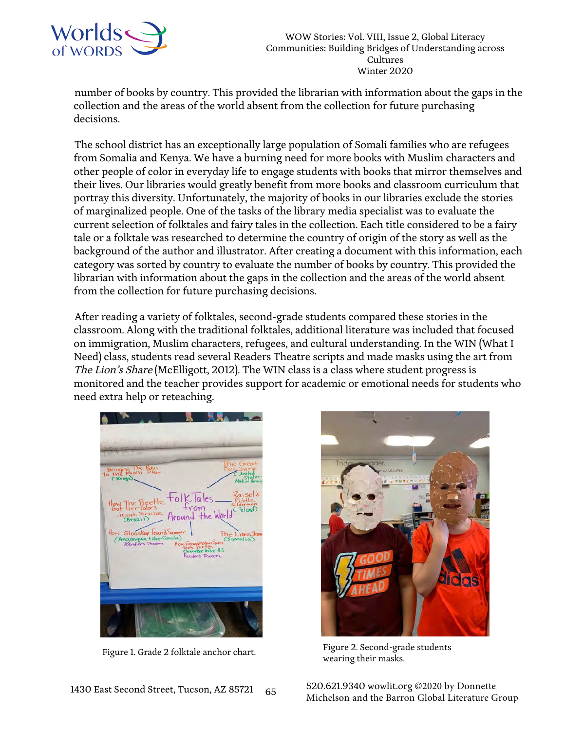number of books by country. This provided the librarian with information about the gaps in the collection and the areas of the world absent from the collection for future purchasing decisions.

The school district has an exceptionally large population of Somali families who are refugees from Somalia and Kenya. We have a burning need for more books with Muslim characters and other people of color in everyday life to engage students with books that mirror themselves and their lives. Our libraries would greatly benefit from more books and classroom curriculum that portray this diversity. Unfortunately, the majority of books in our libraries exclude the stories of marginalized people. One of the tasks of the library media specialist was to evaluate the current selection of folktales and fairy tales in the collection. Each title considered to be a fairy tale or a folktale was researched to determine the country of origin of the story as well as the background of the author and illustrator. After creating a document with this information, each category was sorted by country to evaluate the number of books by country. This provided the librarian with information about the gaps in the collection and the areas of the world absent from the collection for future purchasing decisions.

After reading a variety of folktales, second-grade students compared these stories in the classroom. Along with the traditional folktales, additional literature was included that focused on immigration, Muslim characters, refugees, and cultural understanding. In the WIN (What I Need) class, students read several Readers Theatre scripts and made masks using the art from *The Lion's Share* (McElligott, 2012). The WIN class is a class where student progress is monitored and the teacher provides support for academic or emotional needs for students who need extra help or reteaching.

Figure 1. Grade 2 folktale anchor chart.

Figure 2. Second-grade students wearing their masks.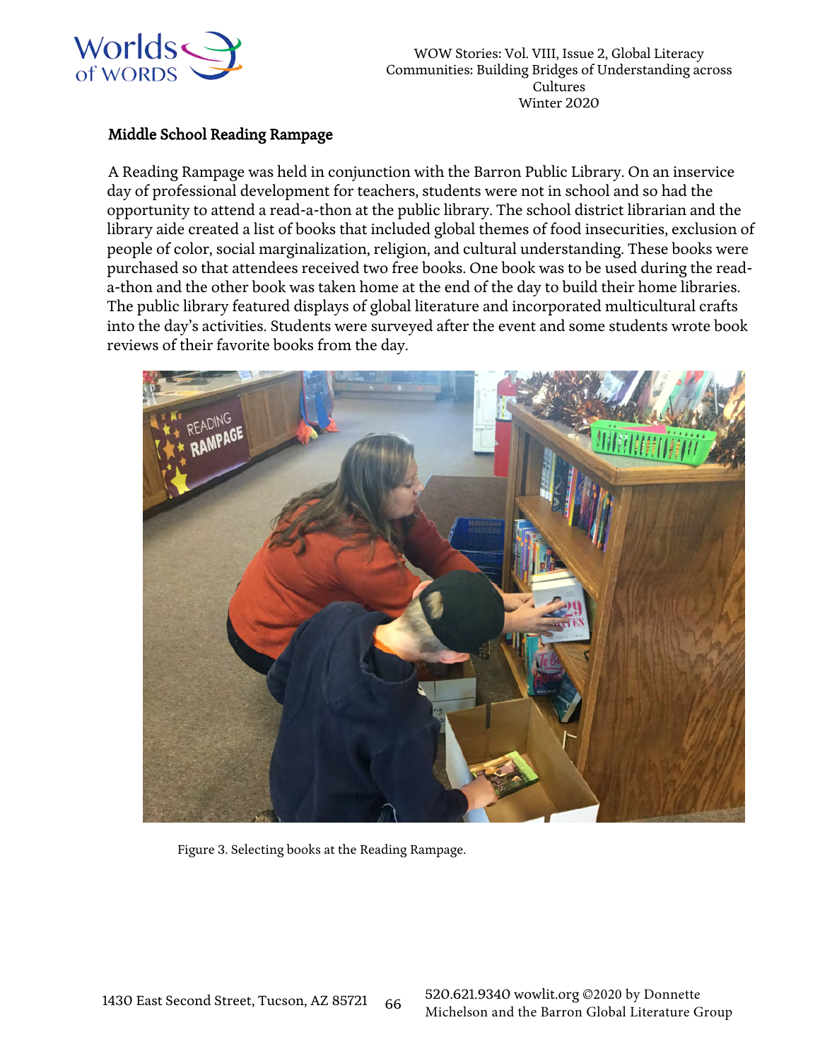## Middle School Reading Rampage

A Reading Rampage was held in conjunction with the Barron Public Library. On an inservice day of professional development for teachers, students were not in school and so had the opportunity to attend a read-a-thon at the public library. The school district librarian and the library aide created a list of books that included global themes of food insecurities, exclusion of people of color, social marginalization, religion, and cultural understanding. These books were purchased so that attendees received two free books. One book was to be used during the read-a-thon and the other book was taken home at the end of the day to build their home libraries. The public library featured displays of global literature and incorporated multicultural crafts into the day's activities. Students were surveyed after the event and some students wrote book reviews of their favorite books from the day.

Figure 3. Selecting books at the Reading Rampage.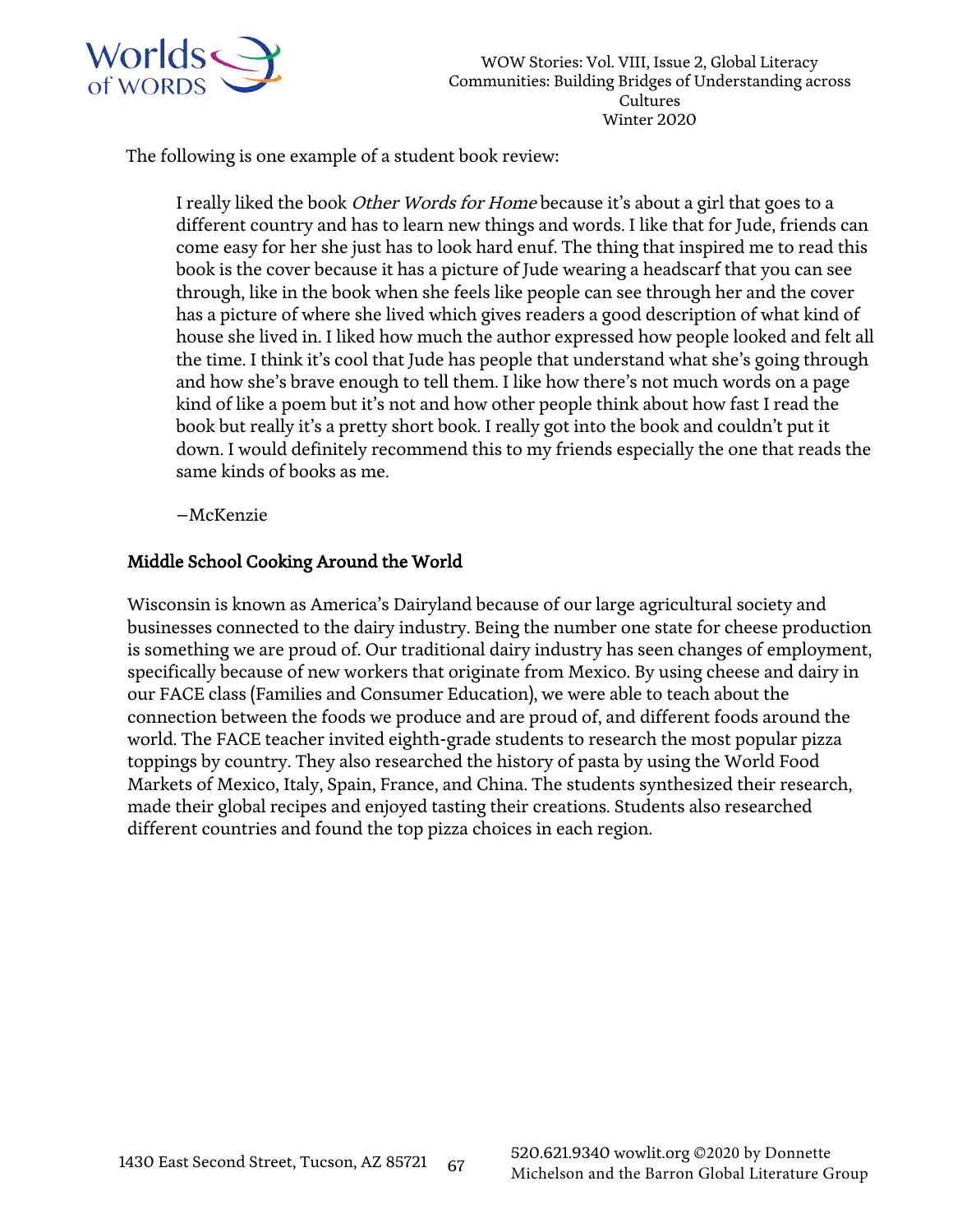The following is one example of a student book review:

> I really liked the book *Other Words for Home* because it's about a girl that goes to a different country and has to learn new things and words. I like that for Jude, friends can come easy for her she just has to look hard enuf. The thing that inspired me to read this book is the cover because it has a picture of Jude wearing a headscarf that you can see through, like in the book when she feels like people can see through her and the cover has a picture of where she lived which gives readers a good description of what kind of house she lived in. I liked how much the author expressed how people looked and felt all the time. I think it's cool that Jude has people that understand what she's going through and how she's brave enough to tell them. I like how there's not much words on a page kind of like a poem but it's not and how other people think about how fast I read the book but really it's a pretty short book. I really got into the book and couldn't put it down. I would definitely recommend this to my friends especially the one that reads the same kinds of books as me.
>
> —McKenzie

**Middle School Cooking Around the World**

Wisconsin is known as America's Dairyland because of our large agricultural society and businesses connected to the dairy industry. Being the number one state for cheese production is something we are proud of. Our traditional dairy industry has seen changes of employment, specifically because of new workers that originate from Mexico. By using cheese and dairy in our FACE class (Families and Consumer Education), we were able to teach about the connection between the foods we produce and are proud of, and different foods around the world. The FACE teacher invited eighth-grade students to research the most popular pizza toppings by country. They also researched the history of pasta by using the World Food Markets of Mexico, Italy, Spain, France, and China. The students synthesized their research, made their global recipes and enjoyed tasting their creations. Students also researched different countries and found the top pizza choices in each region.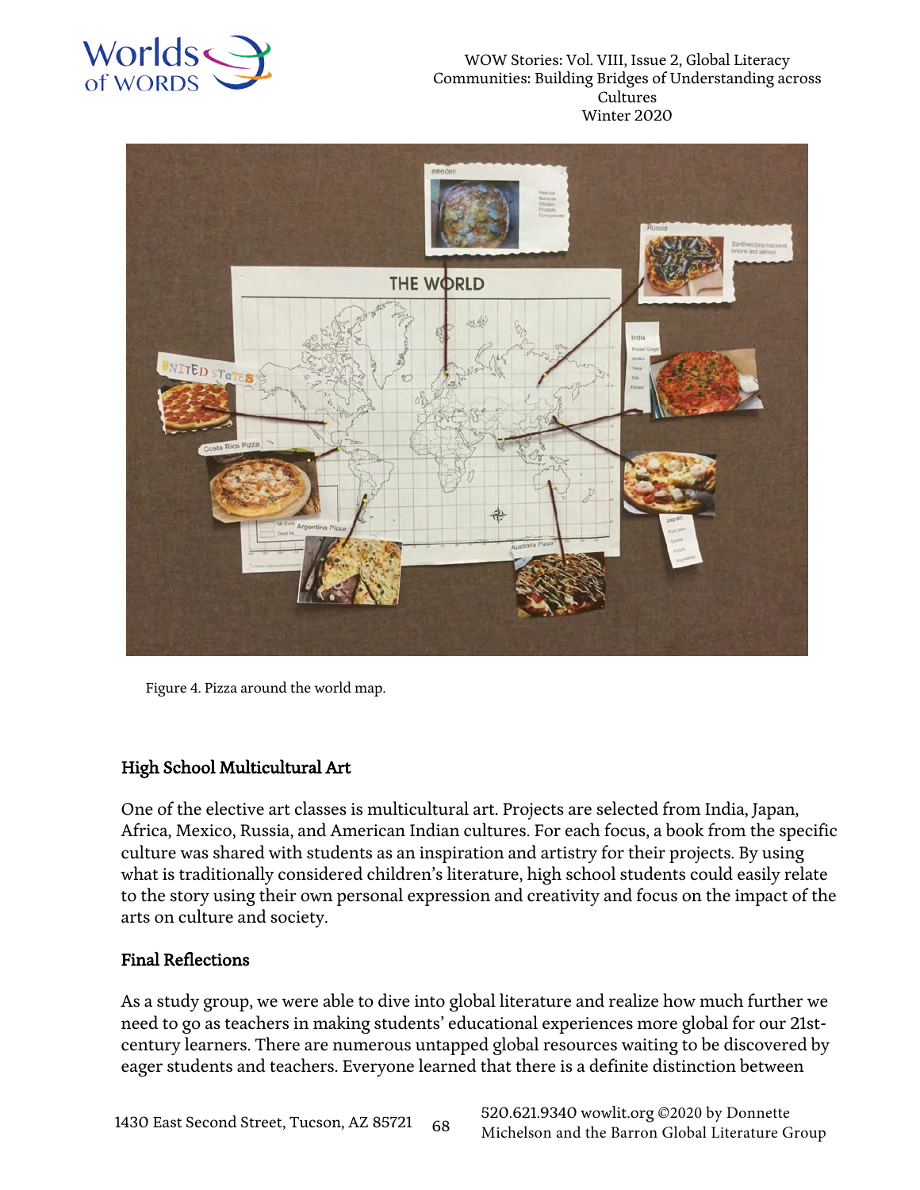Figure 4. Pizza around the world map.

### High School Multicultural Art

One of the elective art classes is multicultural art. Projects are selected from India, Japan, Africa, Mexico, Russia, and American Indian cultures. For each focus, a book from the specific culture was shared with students as an inspiration and artistry for their projects. By using what is traditionally considered children's literature, high school students could easily relate to the story using their own personal expression and creativity and focus on the impact of the arts on culture and society.

### Final Reflections

As a study group, we were able to dive into global literature and realize how much further we need to go as teachers in making students' educational experiences more global for our 21st-century learners. There are numerous untapped global resources waiting to be discovered by eager students and teachers. Everyone learned that there is a definite distinction between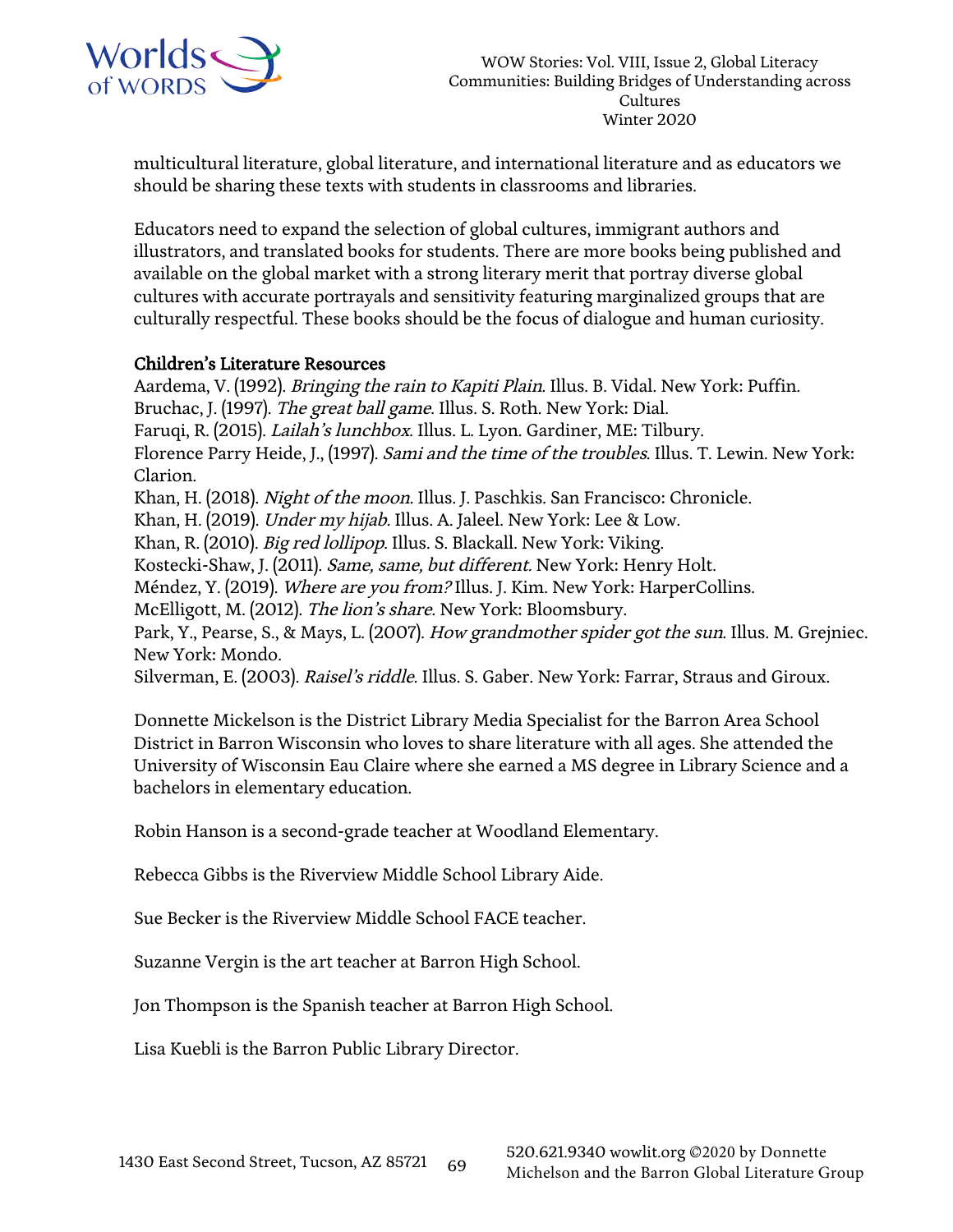multicultural literature, global literature, and international literature and as educators we should be sharing these texts with students in classrooms and libraries.

Educators need to expand the selection of global cultures, immigrant authors and illustrators, and translated books for students. There are more books being published and available on the global market with a strong literary merit that portray diverse global cultures with accurate portrayals and sensitivity featuring marginalized groups that are culturally respectful. These books should be the focus of dialogue and human curiosity.

**Children's Literature Resources**

Aardema, V. (1992). *Bringing the rain to Kapiti Plain*. Illus. B. Vidal. New York: Puffin.
Bruchac, J. (1997). *The great ball game*. Illus. S. Roth. New York: Dial.
Faruqi, R. (2015). *Lailah's lunchbox*. Illus. L. Lyon. Gardiner, ME: Tilbury.
Florence Parry Heide, J., (1997). *Sami and the time of the troubles*. Illus. T. Lewin. New York: Clarion.
Khan, H. (2018). *Night of the moon*. Illus. J. Paschkis. San Francisco: Chronicle.
Khan, H. (2019). *Under my hijab*. Illus. A. Jaleel. New York: Lee & Low.
Khan, R. (2010). *Big red lollipop*. Illus. S. Blackall. New York: Viking.
Kostecki-Shaw, J. (2011). *Same, same, but different.* New York: Henry Holt.
Méndez, Y. (2019). *Where are you from?* Illus. J. Kim. New York: HarperCollins.
McElligott, M. (2012). *The lion's share*. New York: Bloomsbury.
Park, Y., Pearse, S., & Mays, L. (2007). *How grandmother spider got the sun*. Illus. M. Grejniec. New York: Mondo.
Silverman, E. (2003). *Raisel's riddle*. Illus. S. Gaber. New York: Farrar, Straus and Giroux.

Donnette Mickelson is the District Library Media Specialist for the Barron Area School District in Barron Wisconsin who loves to share literature with all ages. She attended the University of Wisconsin Eau Claire where she earned a MS degree in Library Science and a bachelors in elementary education.

Robin Hanson is a second-grade teacher at Woodland Elementary.

Rebecca Gibbs is the Riverview Middle School Library Aide.

Sue Becker is the Riverview Middle School FACE teacher.

Suzanne Vergin is the art teacher at Barron High School.

Jon Thompson is the Spanish teacher at Barron High School.

Lisa Kuebli is the Barron Public Library Director.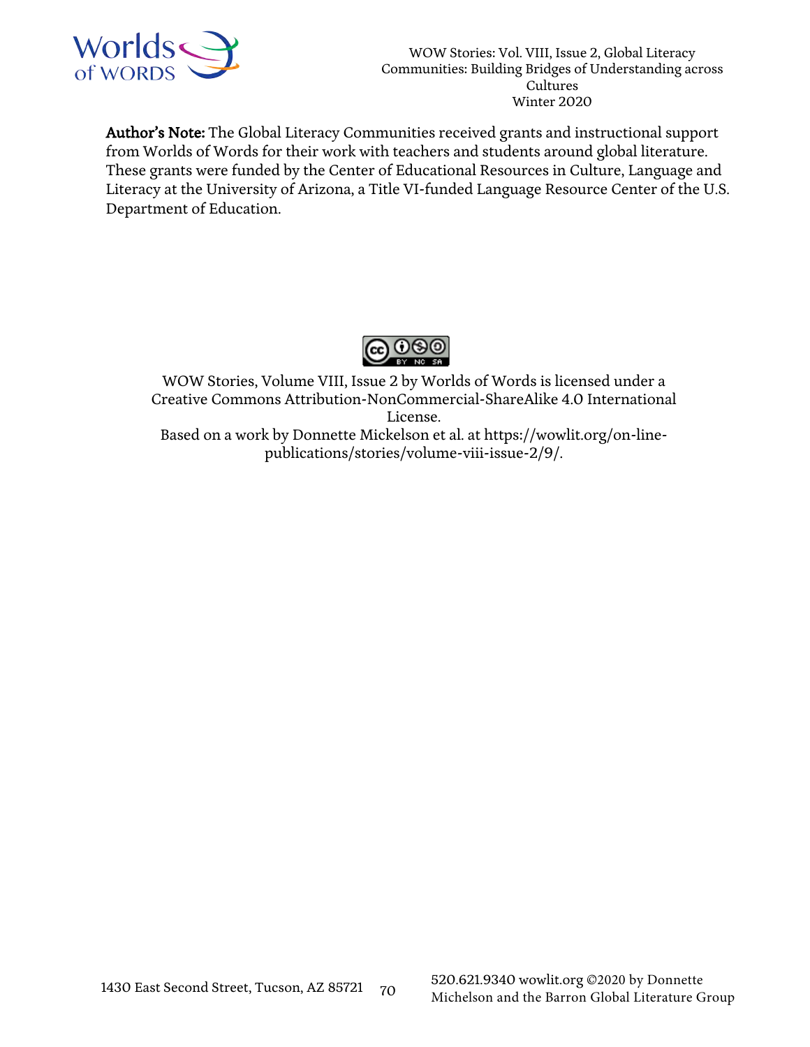**Author's Note:** The Global Literacy Communities received grants and instructional support from Worlds of Words for their work with teachers and students around global literature. These grants were funded by the Center of Educational Resources in Culture, Language and Literacy at the University of Arizona, a Title VI-funded Language Resource Center of the U.S. Department of Education.

WOW Stories, Volume VIII, Issue 2 by Worlds of Words is licensed under a Creative Commons Attribution-NonCommercial-ShareAlike 4.0 International License.
Based on a work by Donnette Mickelson et al. at https://wowlit.org/on-line-publications/stories/volume-viii-issue-2/9/.